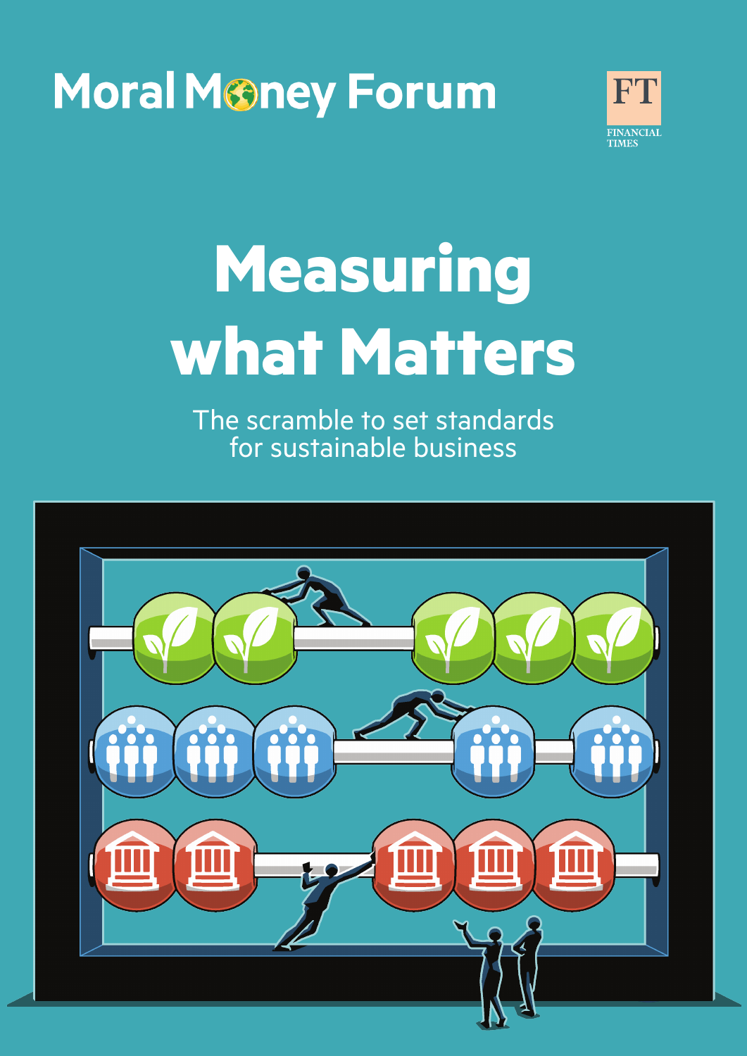Moral Money Forum

FT FINANCIAL TIMES

# Measuring what Matters

The scramble to set standards for sustainable business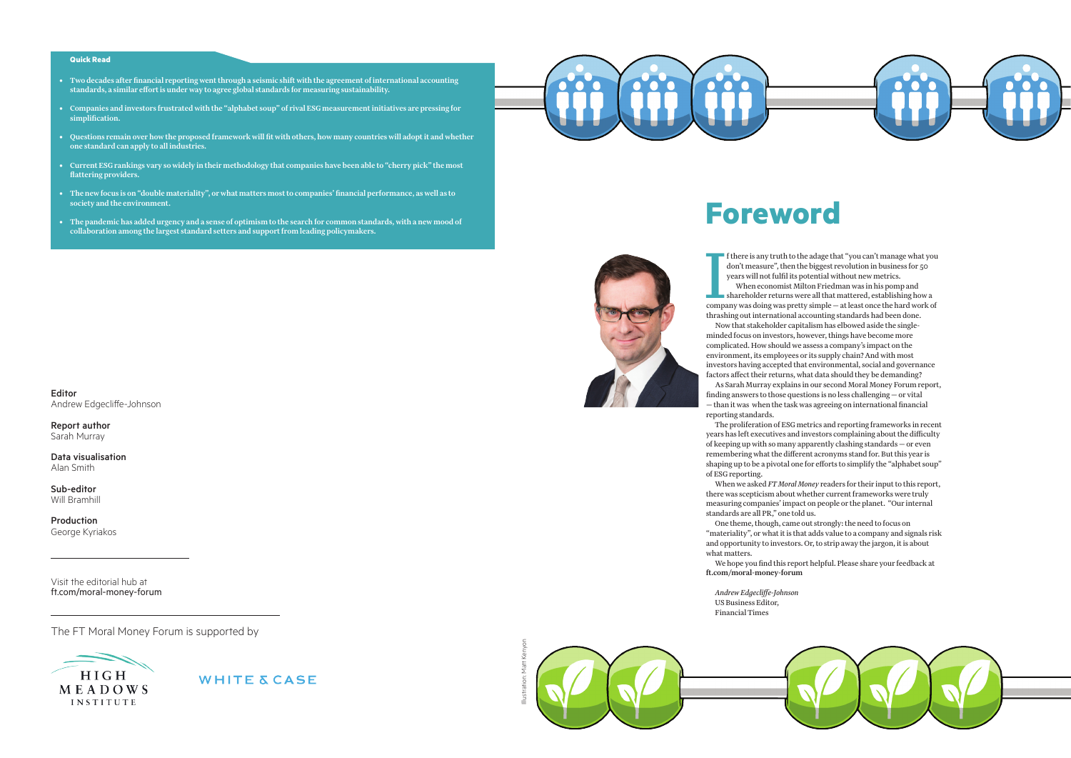**Quick Read**

- Two decades after financial reporting went through a seismic shift with the agreement of international accounting standards, a similar effort is under way to agree global standards for measuring sustainability.
- Companies and investors frustrated with the "alphabet soup" of rival ESG measurement initiatives are pressing for simplification.
- Questions remain over how the proposed framework will fit with others, how many countries will adopt it and whether one standard can apply to all industries.
- Current ESG rankings vary so widely in their methodology that companies have been able to "cherry pick" the most flattering providers.
- The new focus is on "double materiality", or what matters most to companies' financial performance, as well as to society and the environment.
- The pandemic has added urgency and a sense of optimism to the search for common standards, with a new mood of collaboration among the largest standard setters and support from leading policymakers.

**Editor**
Andrew Edgecliffe-Johnson

**Report author**
Sarah Murray

**Data visualisation**
Alan Smith

**Sub-editor**
Will Bramhill

**Production**
George Kyriakos

Visit the editorial hub at
ft.com/moral-money-forum

The FT Moral Money Forum is supported by

HIGH MEADOWS INSTITUTE

WHITE & CASE

# Foreword

If there is any truth to the adage that "you can't manage what you don't measure", then the biggest revolution in business for 50 years will not fulfil its potential without new metrics.

When economist Milton Friedman was in his pomp and shareholder returns were all that mattered, establishing how a company was doing was pretty simple — at least once the hard work of thrashing out international accounting standards had been done.

Now that stakeholder capitalism has elbowed aside the single-minded focus on investors, however, things have become more complicated. How should we assess a company's impact on the environment, its employees or its supply chain? And with most investors having accepted that environmental, social and governance factors affect their returns, what data should they be demanding?

As Sarah Murray explains in our second Moral Money Forum report, finding answers to those questions is no less challenging — or vital — than it was when the task was agreeing on international financial reporting standards.

The proliferation of ESG metrics and reporting frameworks in recent years has left executives and investors complaining about the difficulty of keeping up with so many apparently clashing standards — or even remembering what the different acronyms stand for. But this year is shaping up to be a pivotal one for efforts to simplify the "alphabet soup" of ESG reporting.

When we asked *FT Moral Money* readers for their input to this report, there was scepticism about whether current frameworks were truly measuring companies' impact on people or the planet. "Our internal standards are all PR," one told us.

One theme, though, came out strongly: the need to focus on "materiality", or what it is that adds value to a company and signals risk and opportunity to investors. Or, to strip away the jargon, it is about what matters.

We hope you find this report helpful. Please share your feedback at **ft.com/moral-money-forum**

*Andrew Edgecliffe-Johnson*
US Business Editor,
Financial Times

Illustration: Matt Kenyon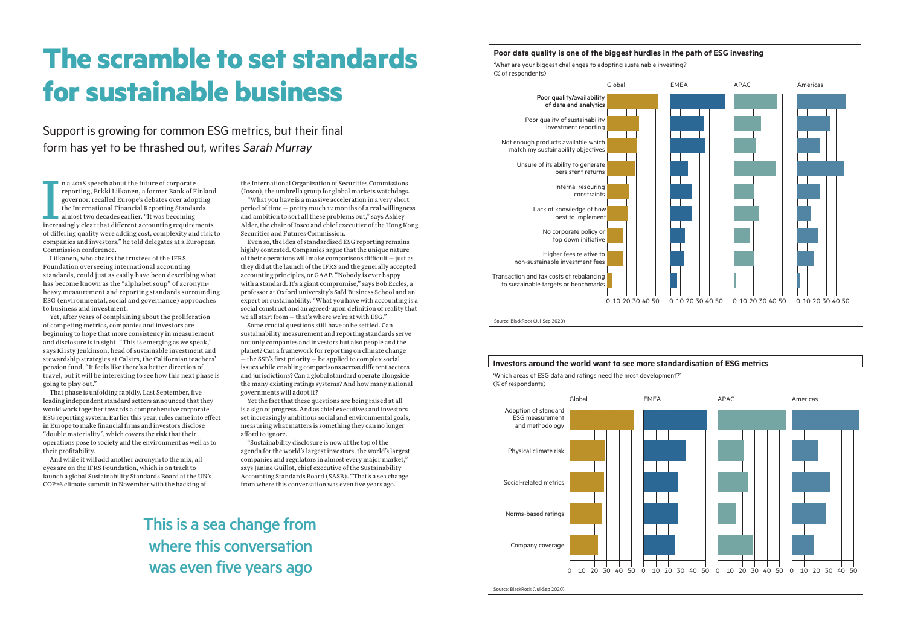# The scramble to set standards for sustainable business

Support is growing for common ESG metrics, but their final form has yet to be thrashed out, writes *Sarah Murray*

In a 2018 speech about the future of corporate reporting, Erkki Liikanen, a former Bank of Finland governor, recalled Europe's debates over adopting the International Financial Reporting Standards almost two decades earlier. "It was becoming increasingly clear that different accounting requirements of differing quality were adding cost, complexity and risk to companies and investors," he told delegates at a European Commission conference.

Liikanen, who chairs the trustees of the IFRS Foundation overseeing international accounting standards, could just as easily have been describing what has become known as the "alphabet soup" of acronym-heavy measurement and reporting standards surrounding ESG (environmental, social and governance) approaches to business and investment.

Yet, after years of complaining about the proliferation of competing metrics, companies and investors are beginning to hope that more consistency in measurement and disclosure is in sight. "This is emerging as we speak," says Kirsty Jenkinson, head of sustainable investment and stewardship strategies at Calstrs, the Californian teachers' pension fund. "It feels like there's a better direction of travel, but it will be interesting to see how this next phase is going to play out."

That phase is unfolding rapidly. Last September, five leading independent standard setters announced that they would work together towards a comprehensive corporate ESG reporting system. Earlier this year, rules came into effect in Europe to make financial firms and investors disclose "double materiality", which covers the risk that their operations pose to society and the environment as well as to their profitability.

And while it will add another acronym to the mix, all eyes are on the IFRS Foundation, which is on track to launch a global Sustainability Standards Board at the UN's COP26 climate summit in November with the backing of the International Organization of Securities Commissions (Iosco), the umbrella group for global markets watchdogs.

"What you have is a massive acceleration in a very short period of time — pretty much 12 months of a real willingness and ambition to sort all these problems out," says Ashley Alder, the chair of Iosco and chief executive of the Hong Kong Securities and Futures Commission.

Even so, the idea of standardised ESG reporting remains highly contested. Companies argue that the unique nature of their operations will make comparisons difficult — just as they did at the launch of the IFRS and the generally accepted accounting principles, or GAAP. "Nobody is ever happy with a standard. It's a giant compromise," says Bob Eccles, a professor at Oxford university's Saïd Business School and an expert on sustainability. "What you have with accounting is a social construct and an agreed-upon definition of reality that we all start from — that's where we're at with ESG."

Some crucial questions still have to be settled. Can sustainability measurement and reporting standards serve not only companies and investors but also people and the planet? Can a framework for reporting on climate change — the SSB's first priority — be applied to complex social issues while enabling comparisons across different sectors and jurisdictions? Can a global standard operate alongside the many existing ratings systems? And how many national governments will adopt it?

Yet the fact that these questions are being raised at all is a sign of progress. And as chief executives and investors set increasingly ambitious social and environmental goals, measuring what matters is something they can no longer afford to ignore.

"Sustainability disclosure is now at the top of the agenda for the world's largest investors, the world's largest companies and regulators in almost every major market," says Janine Guillot, chief executive of the Sustainability Accounting Standards Board (SASB). "That's a sea change from where this conversation was even five years ago."

> This is a sea change from where this conversation was even five years ago

**Poor data quality is one of the biggest hurdles in the path of ESG investing**

'What are your biggest challenges to adopting sustainable investing?'
(% of respondents)

Global | EMEA | APAC | Americas

Poor quality/availability of data and analytics
Poor quality of sustainability investment reporting
Not enough products available which match my sustainability objectives
Unsure of its ability to generate persistent returns
Internal resourcing constraints
Lack of knowledge of how best to implement
No corporate policy or top down initiative
Higher fees relative to non-sustainable investment fees
Transaction and tax costs of rebalancing to sustainable targets or benchmarks

0 10 20 30 40 50

Source: BlackRock (Jul-Sep 2020)

**Investors around the world want to see more standardisation of ESG metrics**

'Which areas of ESG data and ratings need the most development?'
(% of respondents)

Global | EMEA | APAC | Americas

Adoption of standard ESG measurement and methodology
Physical climate risk
Social-related metrics
Norms-based ratings
Company coverage

0 10 20 30 40 50

Source: BlackRock (Jul-Sep 2020)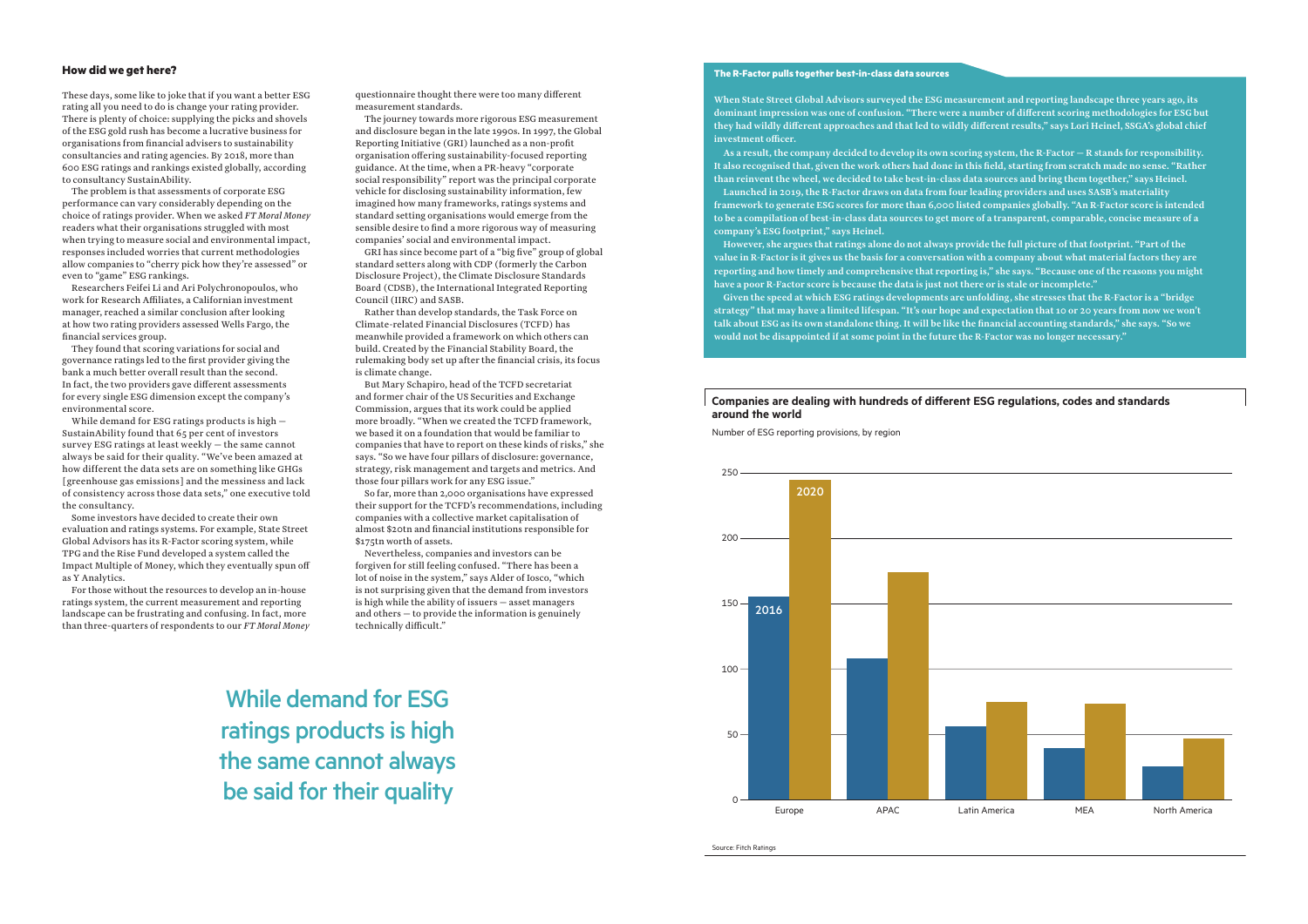## How did we get here?

These days, some like to joke that if you want a better ESG rating all you need to do is change your rating provider. There is plenty of choice: supplying the picks and shovels of the ESG gold rush has become a lucrative business for organisations from financial advisers to sustainability consultancies and rating agencies. By 2018, more than 600 ESG ratings and rankings existed globally, according to consultancy SustainAbility.

The problem is that assessments of corporate ESG performance can vary considerably depending on the choice of ratings provider. When we asked *FT Moral Money* readers what their organisations struggled with most when trying to measure social and environmental impact, responses included worries that current methodologies allow companies to "cherry pick how they're assessed" or even to "game" ESG rankings.

Researchers Feifei Li and Ari Polychronopoulos, who work for Research Affiliates, a Californian investment manager, reached a similar conclusion after looking at how two rating providers assessed Wells Fargo, the financial services group.

They found that scoring variations for social and governance ratings led to the first provider giving the bank a much better overall result than the second. In fact, the two providers gave different assessments for every single ESG dimension except the company's environmental score.

While demand for ESG ratings products is high — SustainAbility found that 65 per cent of investors survey ESG ratings at least weekly — the same cannot always be said for their quality. "We've been amazed at how different the data sets are on something like GHGs [greenhouse gas emissions] and the messiness and lack of consistency across those data sets," one executive told the consultancy.

Some investors have decided to create their own evaluation and ratings systems. For example, State Street Global Advisors has its R-Factor scoring system, while TPG and the Rise Fund developed a system called the Impact Multiple of Money, which they eventually spun off as Y Analytics.

For those without the resources to develop an in-house ratings system, the current measurement and reporting landscape can be frustrating and confusing. In fact, more than three-quarters of respondents to our *FT Moral Money* questionnaire thought there were too many different measurement standards.

The journey towards more rigorous ESG measurement and disclosure began in the late 1990s. In 1997, the Global Reporting Initiative (GRI) launched as a non-profit organisation offering sustainability-focused reporting guidance. At the time, when a PR-heavy "corporate social responsibility" report was the principal corporate vehicle for disclosing sustainability information, few imagined how many frameworks, ratings systems and standard setting organisations would emerge from the sensible desire to find a more rigorous way of measuring companies' social and environmental impact.

GRI has since become part of a "big five" group of global standard setters along with CDP (formerly the Carbon Disclosure Project), the Climate Disclosure Standards Board (CDSB), the International Integrated Reporting Council (IIRC) and SASB.

Rather than develop standards, the Task Force on Climate-related Financial Disclosures (TCFD) has meanwhile provided a framework on which others can build. Created by the Financial Stability Board, the rulemaking body set up after the financial crisis, its focus is climate change.

But Mary Schapiro, head of the TCFD secretariat and former chair of the US Securities and Exchange Commission, argues that its work could be applied more broadly. "When we created the TCFD framework, we based it on a foundation that would be familiar to companies that have to report on these kinds of risks," she says. "So we have four pillars of disclosure: governance, strategy, risk management and targets and metrics. And those four pillars work for any ESG issue."

So far, more than 2,000 organisations have expressed their support for the TCFD's recommendations, including companies with a collective market capitalisation of almost \$20tn and financial institutions responsible for \$175tn worth of assets.

Nevertheless, companies and investors can be forgiven for still feeling confused. "There has been a lot of noise in the system," says Alder of Iosco, "which is not surprising given that the demand from investors is high while the ability of issuers — asset managers and others — to provide the information is genuinely technically difficult."

> While demand for ESG ratings products is high the same cannot always be said for their quality

### The R-Factor pulls together best-in-class data sources

**When State Street Global Advisors surveyed the ESG measurement and reporting landscape three years ago, its dominant impression was one of confusion. "There were a number of different scoring methodologies for ESG but they had wildly different approaches and that led to wildly different results," says Lori Heinel, SSGA's global chief investment officer.**

**As a result, the company decided to develop its own scoring system, the R-Factor — R stands for responsibility. It also recognised that, given the work others had done in this field, starting from scratch made no sense. "Rather than reinvent the wheel, we decided to take best-in-class data sources and bring them together," says Heinel.**

**Launched in 2019, the R-Factor draws on data from four leading providers and uses SASB's materiality framework to generate ESG scores for more than 6,000 listed companies globally. "An R-Factor score is intended to be a compilation of best-in-class data sources to get more of a transparent, comparable, concise measure of a company's ESG footprint," says Heinel.**

**However, she argues that ratings alone do not always provide the full picture of that footprint. "Part of the value in R-Factor is it gives us the basis for a conversation with a company about what material factors they are reporting and how timely and comprehensive that reporting is," she says. "Because one of the reasons you might have a poor R-Factor score is because the data is just not there or is stale or incomplete."**

**Given the speed at which ESG ratings developments are unfolding, she stresses that the R-Factor is a "bridge strategy" that may have a limited lifespan. "It's our hope and expectation that 10 or 20 years from now we won't talk about ESG as its own standalone thing. It will be like the financial accounting standards," she says. "So we would not be disappointed if at some point in the future the R-Factor was no longer necessary."**

### Companies are dealing with hundreds of different ESG regulations, codes and standards around the world

Number of ESG reporting provisions, by region

250
200
150
100
50
0

2016
2020

Europe
APAC
Latin America
MEA
North America

Source: Fitch Ratings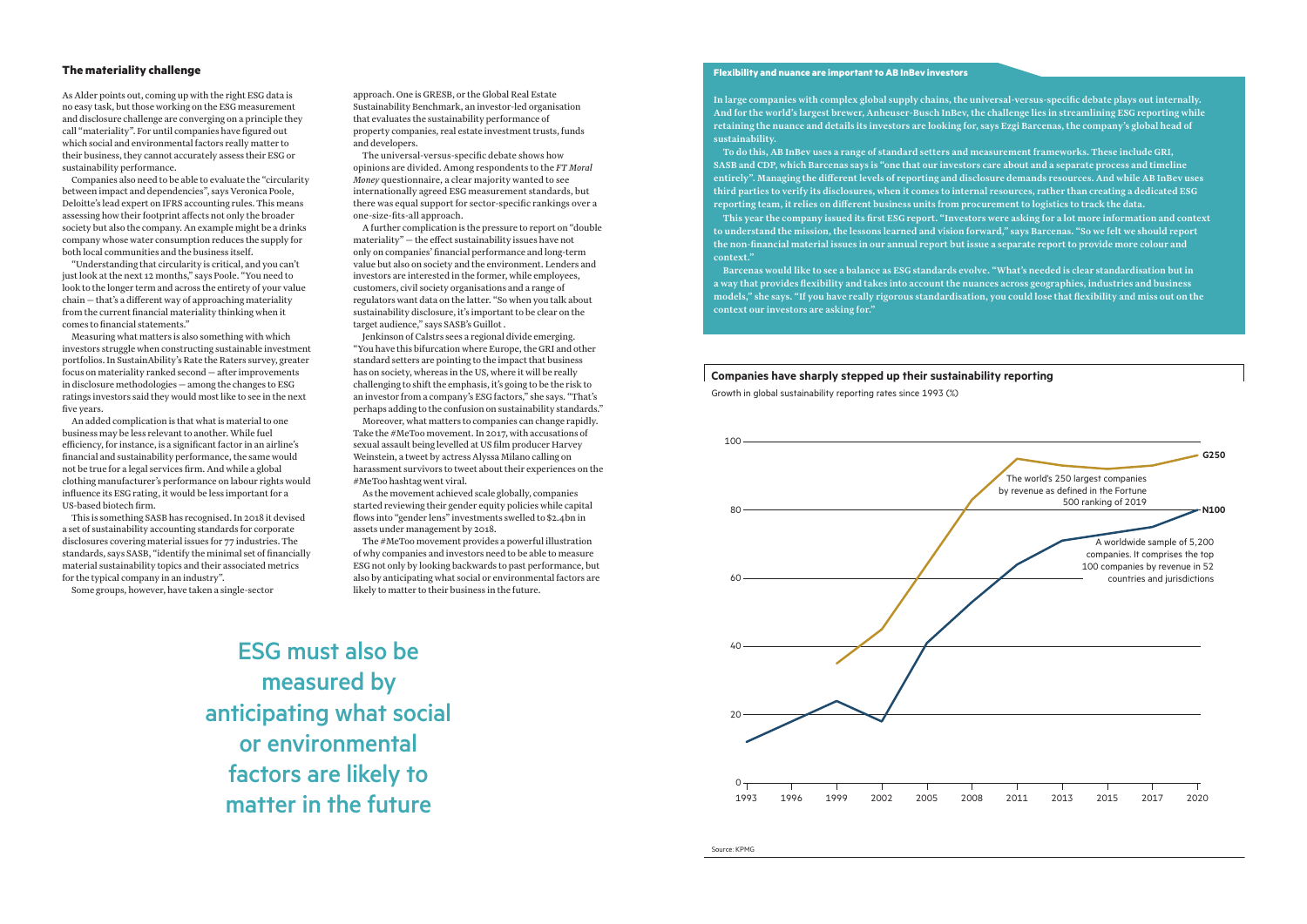## The materiality challenge

As Alder points out, coming up with the right ESG data is no easy task, but those working on the ESG measurement and disclosure challenge are converging on a principle they call "materiality". For until companies have figured out which social and environmental factors really matter to their business, they cannot accurately assess their ESG or sustainability performance.

Companies also need to be able to evaluate the "circularity between impact and dependencies", says Veronica Poole, Deloitte's lead expert on IFRS accounting rules. This means assessing how their footprint affects not only the broader society but also the company. An example might be a drinks company whose water consumption reduces the supply for both local communities and the business itself.

"Understanding that circularity is critical, and you can't just look at the next 12 months," says Poole. "You need to look to the longer term and across the entirety of your value chain — that's a different way of approaching materiality from the current financial materiality thinking when it comes to financial statements."

Measuring what matters is also something with which investors struggle when constructing sustainable investment portfolios. In SustainAbility's Rate the Raters survey, greater focus on materiality ranked second — after improvements in disclosure methodologies — among the changes to ESG ratings investors said they would most like to see in the next five years.

An added complication is that what is material to one business may be less relevant to another. While fuel efficiency, for instance, is a significant factor in an airline's financial and sustainability performance, the same would not be true for a legal services firm. And while a global clothing manufacturer's performance on labour rights would influence its ESG rating, it would be less important for a US-based biotech firm.

This is something SASB has recognised. In 2018 it devised a set of sustainability accounting standards for corporate disclosures covering material issues for 77 industries. The standards, says SASB, "identify the minimal set of financially material sustainability topics and their associated metrics for the typical company in an industry".

Some groups, however, have taken a single-sector approach. One is GRESB, or the Global Real Estate Sustainability Benchmark, an investor-led organisation that evaluates the sustainability performance of property companies, real estate investment trusts, funds and developers.

The universal-versus-specific debate shows how opinions are divided. Among respondents to the *FT Moral Money* questionnaire, a clear majority wanted to see internationally agreed ESG measurement standards, but there was equal support for sector-specific rankings over a one-size-fits-all approach.

A further complication is the pressure to report on "double materiality" — the effect sustainability issues have not only on companies' financial performance and long-term value but also on society and the environment. Lenders and investors are interested in the former, while employees, customers, civil society organisations and a range of regulators want data on the latter. "So when you talk about sustainability disclosure, it's important to be clear on the target audience," says SASB's Guillot .

Jenkinson of Calstrs sees a regional divide emerging. "You have this bifurcation where Europe, the GRI and other standard setters are pointing to the impact that business has on society, whereas in the US, where it will be really challenging to shift the emphasis, it's going to be the risk to an investor from a company's ESG factors," she says. "That's perhaps adding to the confusion on sustainability standards."

Moreover, what matters to companies can change rapidly. Take the #MeToo movement. In 2017, with accusations of sexual assault being levelled at US film producer Harvey Weinstein, a tweet by actress Alyssa Milano calling on harassment survivors to tweet about their experiences on the #MeToo hashtag went viral.

As the movement achieved scale globally, companies started reviewing their gender equity policies while capital flows into "gender lens" investments swelled to $2.4bn in assets under management by 2018.

The #MeToo movement provides a powerful illustration of why companies and investors need to be able to measure ESG not only by looking backwards to past performance, but also by anticipating what social or environmental factors are likely to matter to their business in the future.

> ESG must also be measured by anticipating what social or environmental factors are likely to matter in the future

### Flexibility and nuance are important to AB InBev investors

**In large companies with complex global supply chains, the universal-versus-specific debate plays out internally. And for the world's largest brewer, Anheuser-Busch InBev, the challenge lies in streamlining ESG reporting while retaining the nuance and details its investors are looking for, says Ezgi Barcenas, the company's global head of sustainability.**

**To do this, AB InBev uses a range of standard setters and measurement frameworks. These include GRI, SASB and CDP, which Barcenas says is "one that our investors care about and a separate process and timeline entirely". Managing the different levels of reporting and disclosure demands resources. And while AB InBev uses third parties to verify its disclosures, when it comes to internal resources, rather than creating a dedicated ESG reporting team, it relies on different business units from procurement to logistics to track the data.**

**This year the company issued its first ESG report. "Investors were asking for a lot more information and context to understand the mission, the lessons learned and vision forward," says Barcenas. "So we felt we should report the non-financial material issues in our annual report but issue a separate report to provide more colour and context."**

**Barcenas would like to see a balance as ESG standards evolve. "What's needed is clear standardisation but in a way that provides flexibility and takes into account the nuances across geographies, industries and business models," she says. "If you have really rigorous standardisation, you could lose that flexibility and miss out on the context our investors are asking for."**

### Companies have sharply stepped up their sustainability reporting

Growth in global sustainability reporting rates since 1993 (%)

G250 — The world's 250 largest companies by revenue as defined in the Fortune 500 ranking of 2019

N100 — A worldwide sample of 5,200 companies. It comprises the top 100 companies by revenue in 52 countries and jurisdictions

0, 20, 40, 60, 80, 100

1993, 1996, 1999, 2002, 2005, 2008, 2011, 2013, 2015, 2017, 2020

Source: KPMG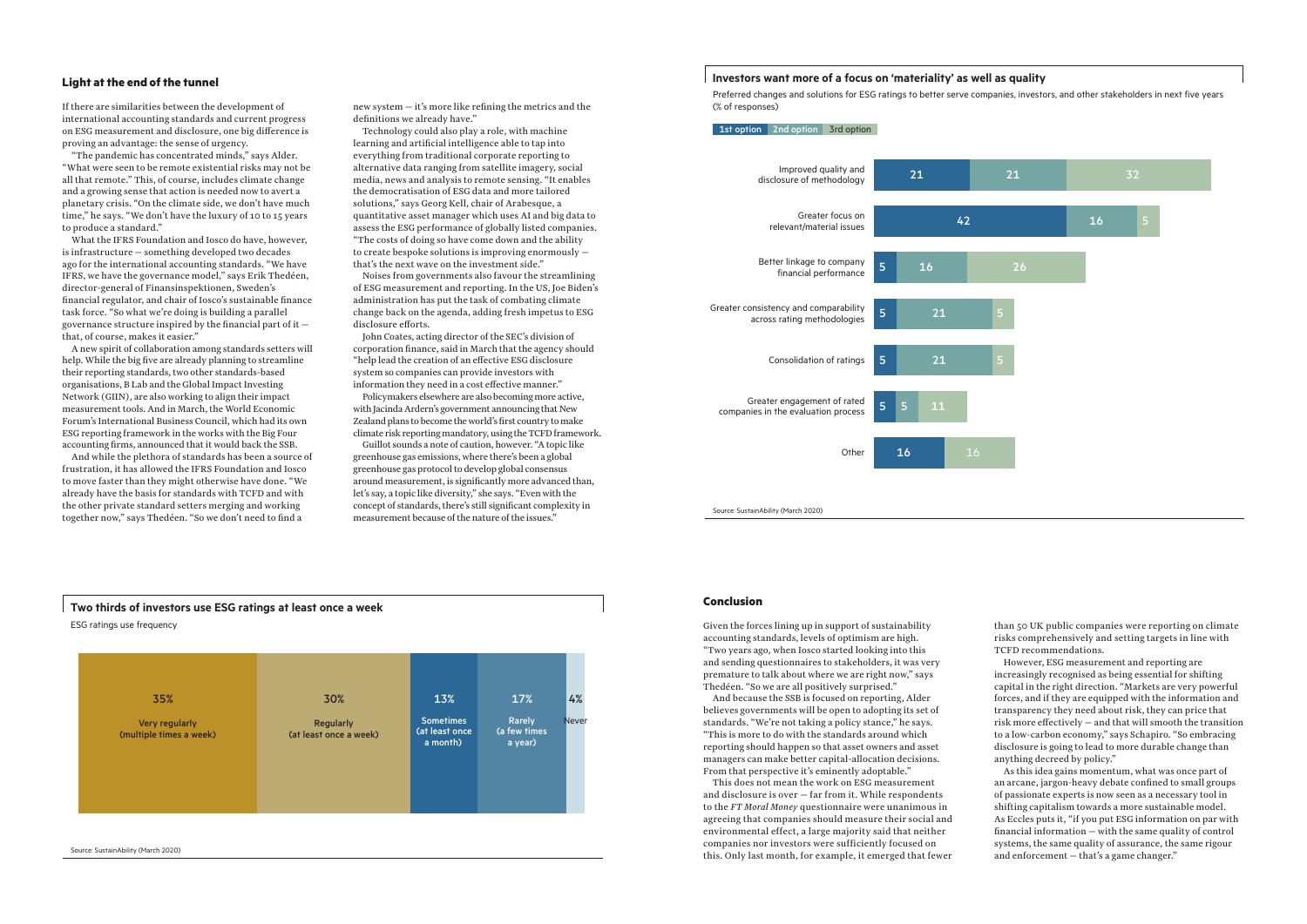### Light at the end of the tunnel

If there are similarities between the development of international accounting standards and current progress on ESG measurement and disclosure, one big difference is proving an advantage: the sense of urgency.

"The pandemic has concentrated minds," says Alder. "What were seen to be remote existential risks may not be all that remote." This, of course, includes climate change and a growing sense that action is needed now to avert a planetary crisis. "On the climate side, we don't have much time," he says. "We don't have the luxury of 10 to 15 years to produce a standard."

What the IFRS Foundation and Iosco do have, however, is infrastructure — something developed two decades ago for the international accounting standards. "We have IFRS, we have the governance model," says Erik Thedéen, director-general of Finansinspektionen, Sweden's financial regulator, and chair of Iosco's sustainable finance task force. "So what we're doing is building a parallel governance structure inspired by the financial part of it — that, of course, makes it easier."

A new spirit of collaboration among standards setters will help. While the big five are already planning to streamline their reporting standards, two other standards-based organisations, B Lab and the Global Impact Investing Network (GIIN), are also working to align their impact measurement tools. And in March, the World Economic Forum's International Business Council, which had its own ESG reporting framework in the works with the Big Four accounting firms, announced that it would back the SSB.

And while the plethora of standards has been a source of frustration, it has allowed the IFRS Foundation and Iosco to move faster than they might otherwise have done. "We already have the basis for standards with TCFD and with the other private standard setters merging and working together now," says Thedéen. "So we don't need to find a new system — it's more like refining the metrics and the definitions we already have."

Technology could also play a role, with machine learning and artificial intelligence able to tap into everything from traditional corporate reporting to alternative data ranging from satellite imagery, social media, news and analysis to remote sensing. "It enables the democratisation of ESG data and more tailored solutions," says Georg Kell, chair of Arabesque, a quantitative asset manager which uses AI and big data to assess the ESG performance of globally listed companies. "The costs of doing so have come down and the ability to create bespoke solutions is improving enormously — that's the next wave on the investment side."

Noises from governments also favour the streamlining of ESG measurement and reporting. In the US, Joe Biden's administration has put the task of combating climate change back on the agenda, adding fresh impetus to ESG disclosure efforts.

John Coates, acting director of the SEC's division of corporation finance, said in March that the agency should "help lead the creation of an effective ESG disclosure system so companies can provide investors with information they need in a cost effective manner."

Policymakers elsewhere are also becoming more active, with Jacinda Ardern's government announcing that New Zealand plans to become the world's first country to make climate risk reporting mandatory, using the TCFD framework.

Guillot sounds a note of caution, however. "A topic like greenhouse gas emissions, where there's been a global greenhouse gas protocol to develop global consensus around measurement, is significantly more advanced than, let's say, a topic like diversity," she says. "Even with the concept of standards, there's still significant complexity in measurement because of the nature of the issues."

#### Investors want more of a focus on 'materiality' as well as quality

Preferred changes and solutions for ESG ratings to better serve companies, investors, and other stakeholders in next five years (% of responses)

1st option | 2nd option | 3rd option

Improved quality and disclosure of methodology: 21, 21, 32

Greater focus on relevant/material issues: 42, 16, 5

Better linkage to company financial performance: 5, 16, 26

Greater consistency and comparability across rating methodologies: 5, 21, 5

Consolidation of ratings: 5, 21, 5

Greater engagement of rated companies in the evaluation process: 5, 5, 11

Other: 16, 16

Source: SustainAbility (March 2020)

#### Two thirds of investors use ESG ratings at least once a week

ESG ratings use frequency

35% Very regularly (multiple times a week)

30% Regularly (at least once a week)

13% Sometimes (at least once a month)

17% Rarely (a few times a year)

4% Never

Source: SustainAbility (March 2020)

### Conclusion

Given the forces lining up in support of sustainability accounting standards, levels of optimism are high. "Two years ago, when Iosco started looking into this and sending questionnaires to stakeholders, it was very premature to talk about where we are right now," says Thedéen. "So we are all positively surprised."

And because the SSB is focused on reporting, Alder believes governments will be open to adopting its set of standards. "We're not taking a policy stance," he says. "This is more to do with the standards around which reporting should happen so that asset owners and asset managers can make better capital-allocation decisions. From that perspective it's eminently adoptable."

This does not mean the work on ESG measurement and disclosure is over — far from it. While respondents to the *FT Moral Money* questionnaire were unanimous in agreeing that companies should measure their social and environmental effect, a large majority said that neither companies nor investors were sufficiently focused on this. Only last month, for example, it emerged that fewer than 50 UK public companies were reporting on climate risks comprehensively and setting targets in line with TCFD recommendations.

However, ESG measurement and reporting are increasingly recognised as being essential for shifting capital in the right direction. "Markets are very powerful forces, and if they are equipped with the information and transparency they need about risk, they can price that risk more effectively — and that will smooth the transition to a low-carbon economy," says Schapiro. "So embracing disclosure is going to lead to more durable change than anything decreed by policy."

As this idea gains momentum, what was once part of an arcane, jargon-heavy debate confined to small groups of passionate experts is now seen as a necessary tool in shifting capitalism towards a more sustainable model. As Eccles puts it, "if you put ESG information on par with financial information — with the same quality of control systems, the same quality of assurance, the same rigour and enforcement — that's a game changer."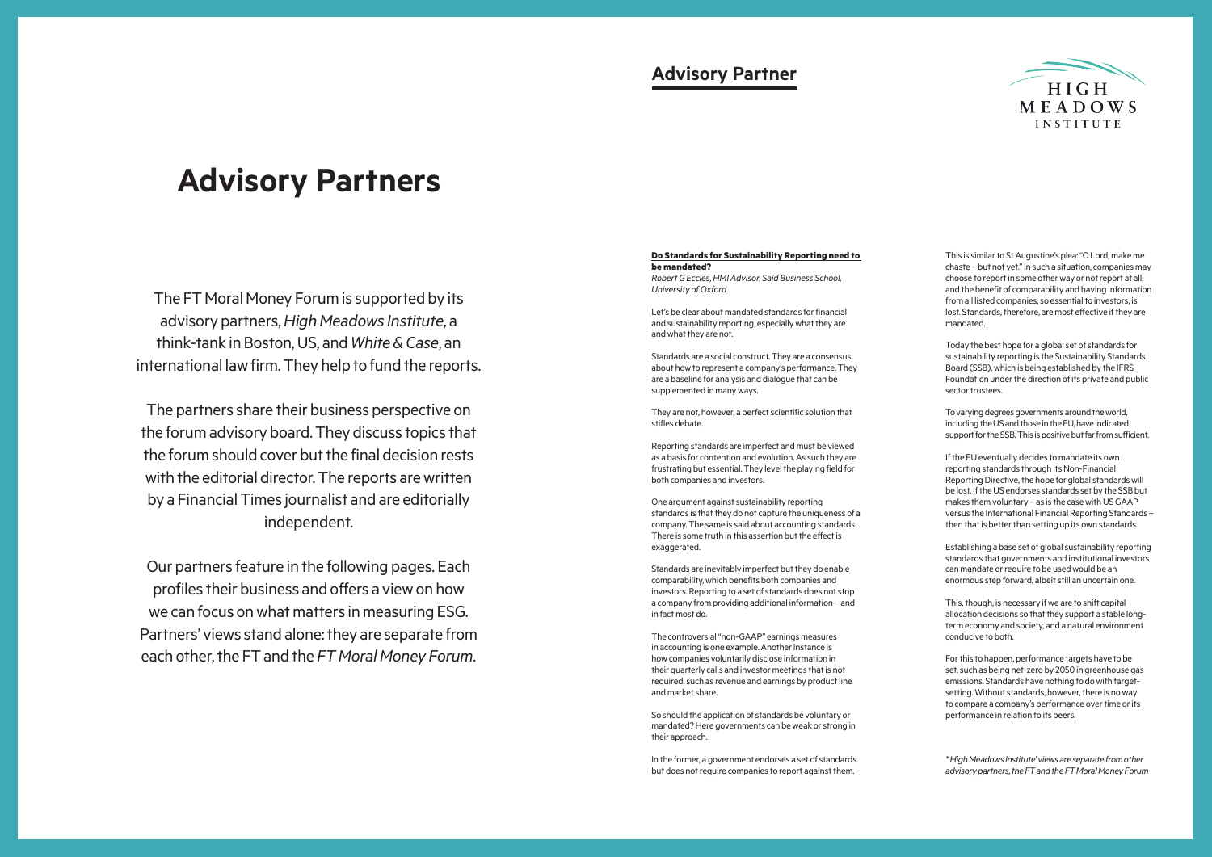# Advisory Partners

The FT Moral Money Forum is supported by its advisory partners, *High Meadows Institute*, a think-tank in Boston, US, and *White & Case*, an international law firm. They help to fund the reports.

The partners share their business perspective on the forum advisory board. They discuss topics that the forum should cover but the final decision rests with the editorial director. The reports are written by a Financial Times journalist and are editorially independent.

Our partners feature in the following pages. Each profiles their business and offers a view on how we can focus on what matters in measuring ESG. Partners' views stand alone: they are separate from each other, the FT and the *FT Moral Money Forum*.

## Advisory Partner

HIGH MEADOWS INSTITUTE

### Do Standards for Sustainability Reporting need to be mandated?

*Robert G Eccles, HMI Advisor, Saïd Business School, University of Oxford*

Let's be clear about mandated standards for financial and sustainability reporting, especially what they are and what they are not.

Standards are a social construct. They are a consensus about how to represent a company's performance. They are a baseline for analysis and dialogue that can be supplemented in many ways.

They are not, however, a perfect scientific solution that stifles debate.

Reporting standards are imperfect and must be viewed as a basis for contention and evolution. As such they are frustrating but essential. They level the playing field for both companies and investors.

One argument against sustainability reporting standards is that they do not capture the uniqueness of a company. The same is said about accounting standards. There is some truth in this assertion but the effect is exaggerated.

Standards are inevitably imperfect but they do enable comparability, which benefits both companies and investors. Reporting to a set of standards does not stop a company from providing additional information – and in fact most do.

The controversial "non-GAAP" earnings measures in accounting is one example. Another instance is how companies voluntarily disclose information in their quarterly calls and investor meetings that is not required, such as revenue and earnings by product line and market share.

So should the application of standards be voluntary or mandated? Here governments can be weak or strong in their approach.

In the former, a government endorses a set of standards but does not require companies to report against them.

This is similar to St Augustine's plea: "O Lord, make me chaste – but not yet." In such a situation, companies may choose to report in some other way or not report at all, and the benefit of comparability and having information from all listed companies, so essential to investors, is lost. Standards, therefore, are most effective if they are mandated.

Today the best hope for a global set of standards for sustainability reporting is the Sustainability Standards Board (SSB), which is being established by the IFRS Foundation under the direction of its private and public sector trustees.

To varying degrees governments around the world, including the US and those in the EU, have indicated support for the SSB. This is positive but far from sufficient.

If the EU eventually decides to mandate its own reporting standards through its Non-Financial Reporting Directive, the hope for global standards will be lost. If the US endorses standards set by the SSB but makes them voluntary – as is the case with US GAAP versus the International Financial Reporting Standards – then that is better than setting up its own standards.

Establishing a base set of global sustainability reporting standards that governments and institutional investors can mandate or require to be used would be an enormous step forward, albeit still an uncertain one.

This, though, is necessary if we are to shift capital allocation decisions so that they support a stable long-term economy and society, and a natural environment conducive to both.

For this to happen, performance targets have to be set, such as being net-zero by 2050 in greenhouse gas emissions. Standards have nothing to do with target-setting. Without standards, however, there is no way to compare a company's performance over time or its performance in relation to its peers.

*\*High Meadows Institute' views are separate from other advisory partners, the FT and the FT Moral Money Forum*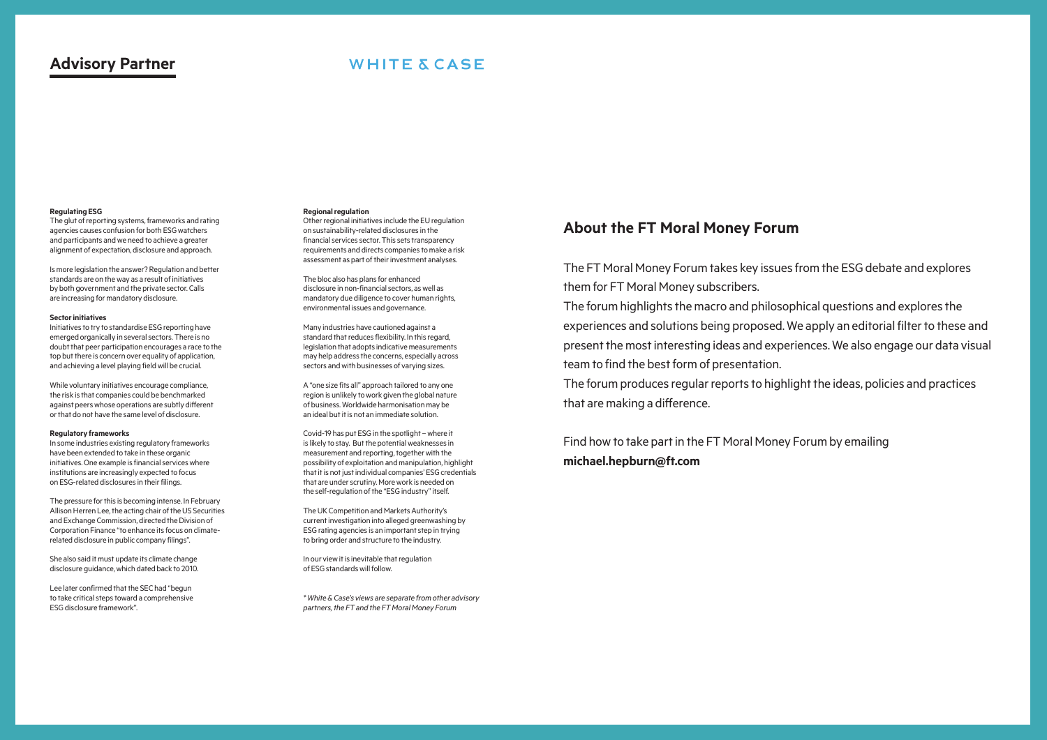## Advisory Partner

WHITE & CASE

**Regulating ESG**

The glut of reporting systems, frameworks and rating agencies causes confusion for both ESG watchers and participants and we need to achieve a greater alignment of expectation, disclosure and approach.

Is more legislation the answer? Regulation and better standards are on the way as a result of initiatives by both government and the private sector. Calls are increasing for mandatory disclosure.

**Sector initiatives**

Initiatives to try to standardise ESG reporting have emerged organically in several sectors. There is no doubt that peer participation encourages a race to the top but there is concern over equality of application, and achieving a level playing field will be crucial.

While voluntary initiatives encourage compliance, the risk is that companies could be benchmarked against peers whose operations are subtly different or that do not have the same level of disclosure.

**Regulatory frameworks**

In some industries existing regulatory frameworks have been extended to take in these organic initiatives. One example is financial services where institutions are increasingly expected to focus on ESG-related disclosures in their filings.

The pressure for this is becoming intense. In February Allison Herren Lee, the acting chair of the US Securities and Exchange Commission, directed the Division of Corporation Finance "to enhance its focus on climate-related disclosure in public company filings".

She also said it must update its climate change disclosure guidance, which dated back to 2010.

Lee later confirmed that the SEC had "begun to take critical steps toward a comprehensive ESG disclosure framework".

**Regional regulation**

Other regional initiatives include the EU regulation on sustainability-related disclosures in the financial services sector. This sets transparency requirements and directs companies to make a risk assessment as part of their investment analyses.

The bloc also has plans for enhanced disclosure in non-financial sectors, as well as mandatory due diligence to cover human rights, environmental issues and governance.

Many industries have cautioned against a standard that reduces flexibility. In this regard, legislation that adopts indicative measurements may help address the concerns, especially across sectors and with businesses of varying sizes.

A "one size fits all" approach tailored to any one region is unlikely to work given the global nature of business. Worldwide harmonisation may be an ideal but it is not an immediate solution.

Covid-19 has put ESG in the spotlight – where it is likely to stay. But the potential weaknesses in measurement and reporting, together with the possibility of exploitation and manipulation, highlight that it is not just individual companies' ESG credentials that are under scrutiny. More work is needed on the self-regulation of the "ESG industry" itself.

The UK Competition and Markets Authority's current investigation into alleged greenwashing by ESG rating agencies is an important step in trying to bring order and structure to the industry.

In our view it is inevitable that regulation of ESG standards will follow.

*\* White & Case's views are separate from other advisory partners, the FT and the FT Moral Money Forum*

## About the FT Moral Money Forum

The FT Moral Money Forum takes key issues from the ESG debate and explores them for FT Moral Money subscribers.

The forum highlights the macro and philosophical questions and explores the experiences and solutions being proposed. We apply an editorial filter to these and present the most interesting ideas and experiences. We also engage our data visual team to find the best form of presentation.

The forum produces regular reports to highlight the ideas, policies and practices that are making a difference.

Find how to take part in the FT Moral Money Forum by emailing **michael.hepburn@ft.com**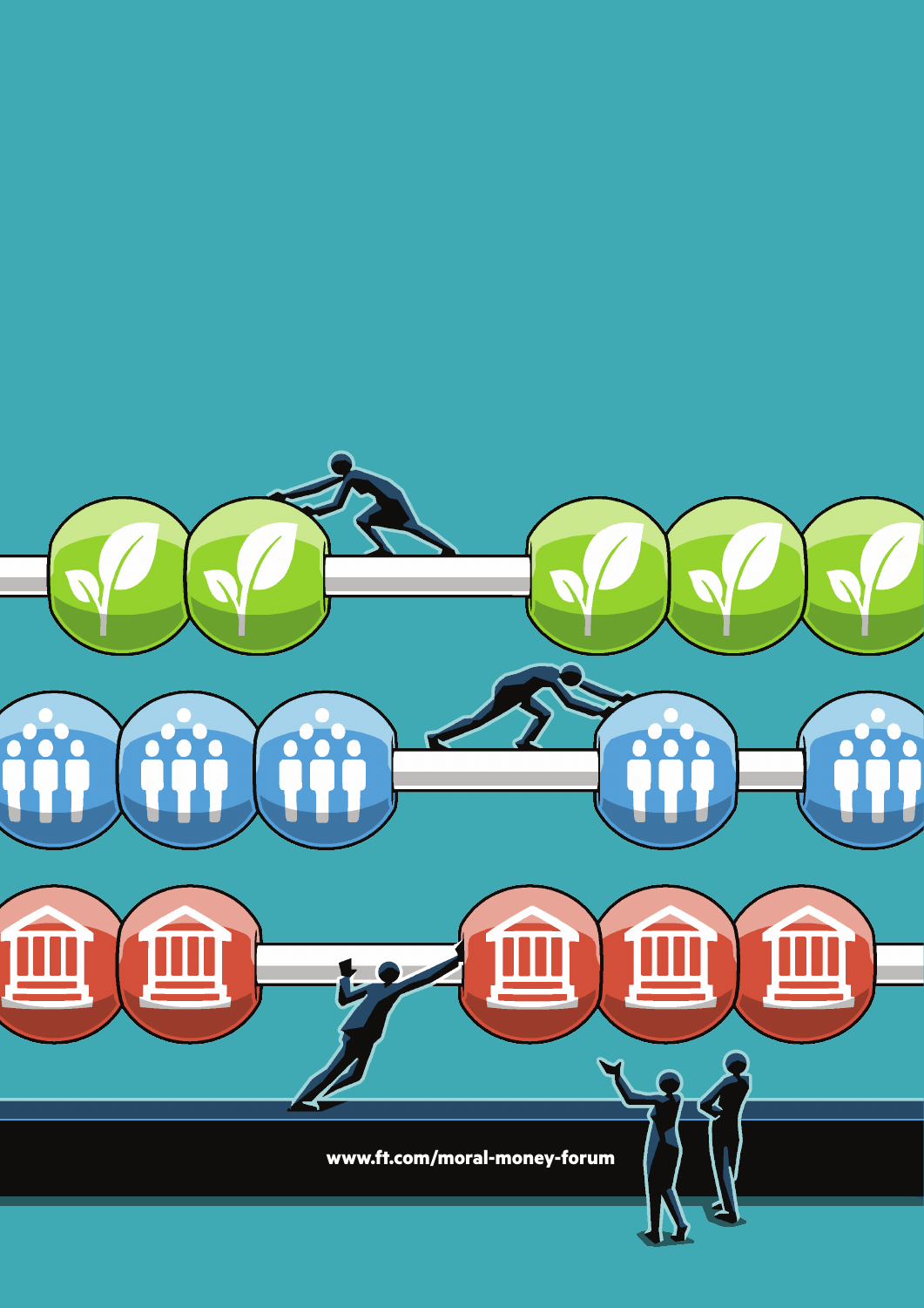www.ft.com/moral-money-forum